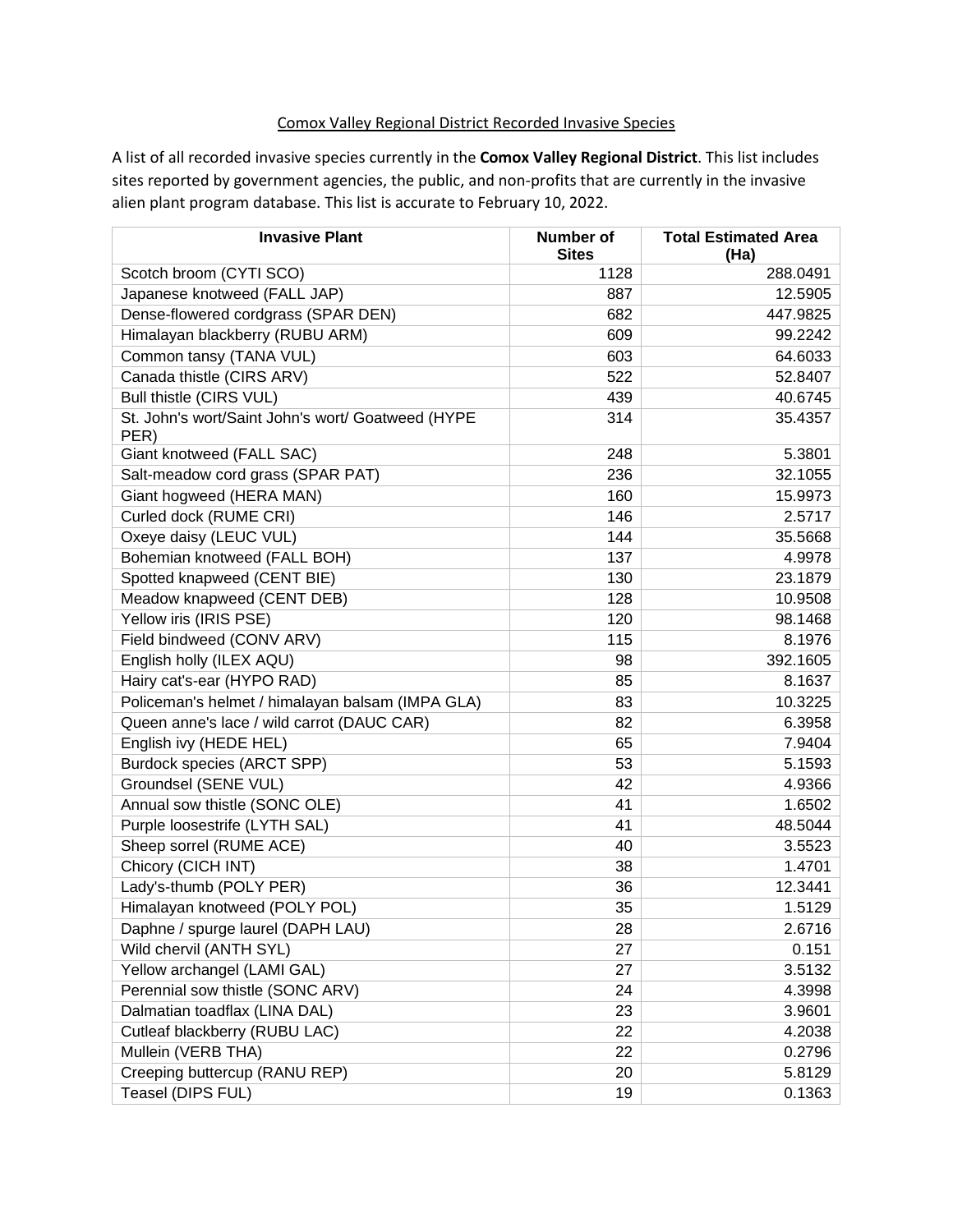# Comox Valley Regional District Recorded Invasive Species

A list of all recorded invasive species currently in the **Comox Valley Regional District**. This list includes sites reported by government agencies, the public, and non-profits that are currently in the invasive alien plant program database. This list is accurate to February 10, 2022.

| Invasive Plant | Number of Sites | Total Estimated Area (Ha) |
|---|---|---|
| Scotch broom (CYTI SCO) | 1128 | 288.0491 |
| Japanese knotweed (FALL JAP) | 887 | 12.5905 |
| Dense-flowered cordgrass (SPAR DEN) | 682 | 447.9825 |
| Himalayan blackberry (RUBU ARM) | 609 | 99.2242 |
| Common tansy (TANA VUL) | 603 | 64.6033 |
| Canada thistle (CIRS ARV) | 522 | 52.8407 |
| Bull thistle (CIRS VUL) | 439 | 40.6745 |
| St. John's wort/Saint John's wort/ Goatweed (HYPE PER) | 314 | 35.4357 |
| Giant knotweed (FALL SAC) | 248 | 5.3801 |
| Salt-meadow cord grass (SPAR PAT) | 236 | 32.1055 |
| Giant hogweed (HERA MAN) | 160 | 15.9973 |
| Curled dock (RUME CRI) | 146 | 2.5717 |
| Oxeye daisy (LEUC VUL) | 144 | 35.5668 |
| Bohemian knotweed (FALL BOH) | 137 | 4.9978 |
| Spotted knapweed (CENT BIE) | 130 | 23.1879 |
| Meadow knapweed (CENT DEB) | 128 | 10.9508 |
| Yellow iris (IRIS PSE) | 120 | 98.1468 |
| Field bindweed (CONV ARV) | 115 | 8.1976 |
| English holly (ILEX AQU) | 98 | 392.1605 |
| Hairy cat's-ear (HYPO RAD) | 85 | 8.1637 |
| Policeman's helmet / himalayan balsam (IMPA GLA) | 83 | 10.3225 |
| Queen anne's lace / wild carrot (DAUC CAR) | 82 | 6.3958 |
| English ivy (HEDE HEL) | 65 | 7.9404 |
| Burdock species (ARCT SPP) | 53 | 5.1593 |
| Groundsel (SENE VUL) | 42 | 4.9366 |
| Annual sow thistle (SONC OLE) | 41 | 1.6502 |
| Purple loosestrife (LYTH SAL) | 41 | 48.5044 |
| Sheep sorrel (RUME ACE) | 40 | 3.5523 |
| Chicory (CICH INT) | 38 | 1.4701 |
| Lady's-thumb (POLY PER) | 36 | 12.3441 |
| Himalayan knotweed (POLY POL) | 35 | 1.5129 |
| Daphne / spurge laurel (DAPH LAU) | 28 | 2.6716 |
| Wild chervil (ANTH SYL) | 27 | 0.151 |
| Yellow archangel (LAMI GAL) | 27 | 3.5132 |
| Perennial sow thistle (SONC ARV) | 24 | 4.3998 |
| Dalmatian toadflax (LINA DAL) | 23 | 3.9601 |
| Cutleaf blackberry (RUBU LAC) | 22 | 4.2038 |
| Mullein (VERB THA) | 22 | 0.2796 |
| Creeping buttercup (RANU REP) | 20 | 5.8129 |
| Teasel (DIPS FUL) | 19 | 0.1363 |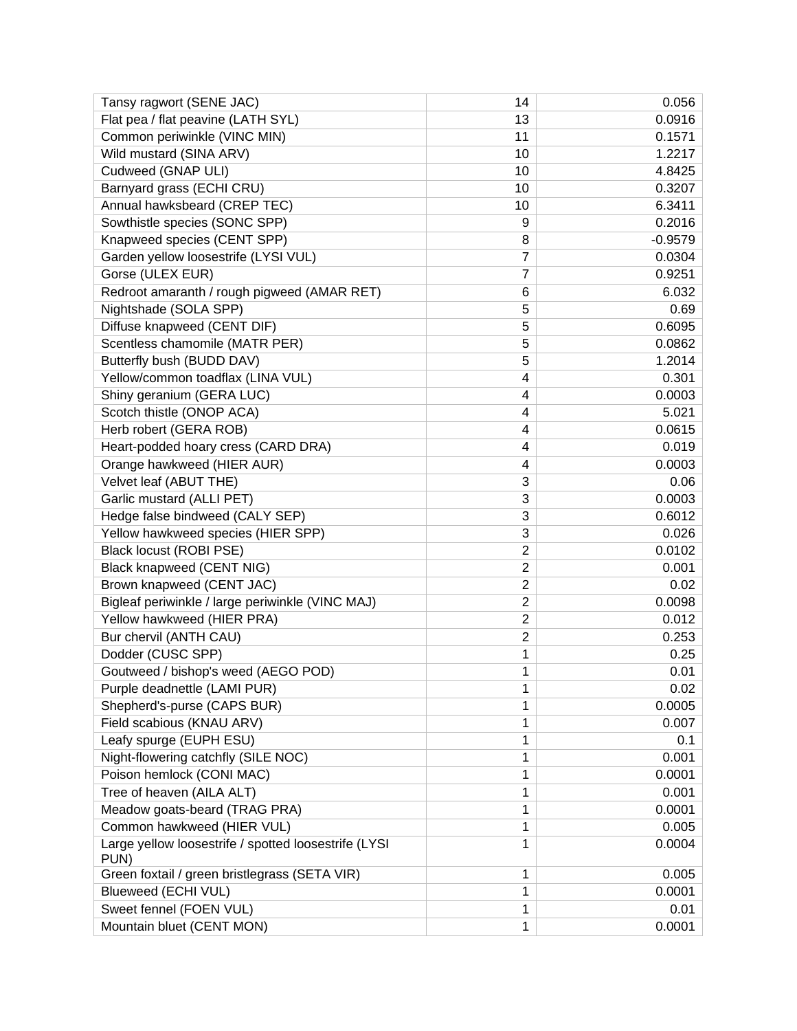| | | |
|---|---|---|
| Tansy ragwort (SENE JAC) | 14 | 0.056 |
| Flat pea / flat peavine (LATH SYL) | 13 | 0.0916 |
| Common periwinkle (VINC MIN) | 11 | 0.1571 |
| Wild mustard (SINA ARV) | 10 | 1.2217 |
| Cudweed (GNAP ULI) | 10 | 4.8425 |
| Barnyard grass (ECHI CRU) | 10 | 0.3207 |
| Annual hawksbeard (CREP TEC) | 10 | 6.3411 |
| Sowthistle species (SONC SPP) | 9 | 0.2016 |
| Knapweed species (CENT SPP) | 8 | -0.9579 |
| Garden yellow loosestrife (LYSI VUL) | 7 | 0.0304 |
| Gorse (ULEX EUR) | 7 | 0.9251 |
| Redroot amaranth / rough pigweed (AMAR RET) | 6 | 6.032 |
| Nightshade (SOLA SPP) | 5 | 0.69 |
| Diffuse knapweed (CENT DIF) | 5 | 0.6095 |
| Scentless chamomile (MATR PER) | 5 | 0.0862 |
| Butterfly bush (BUDD DAV) | 5 | 1.2014 |
| Yellow/common toadflax (LINA VUL) | 4 | 0.301 |
| Shiny geranium (GERA LUC) | 4 | 0.0003 |
| Scotch thistle (ONOP ACA) | 4 | 5.021 |
| Herb robert (GERA ROB) | 4 | 0.0615 |
| Heart-podded hoary cress (CARD DRA) | 4 | 0.019 |
| Orange hawkweed (HIER AUR) | 4 | 0.0003 |
| Velvet leaf (ABUT THE) | 3 | 0.06 |
| Garlic mustard (ALLI PET) | 3 | 0.0003 |
| Hedge false bindweed (CALY SEP) | 3 | 0.6012 |
| Yellow hawkweed species (HIER SPP) | 3 | 0.026 |
| Black locust (ROBI PSE) | 2 | 0.0102 |
| Black knapweed (CENT NIG) | 2 | 0.001 |
| Brown knapweed (CENT JAC) | 2 | 0.02 |
| Bigleaf periwinkle / large periwinkle (VINC MAJ) | 2 | 0.0098 |
| Yellow hawkweed (HIER PRA) | 2 | 0.012 |
| Bur chervil (ANTH CAU) | 2 | 0.253 |
| Dodder (CUSC SPP) | 1 | 0.25 |
| Goutweed / bishop's weed (AEGO POD) | 1 | 0.01 |
| Purple deadnettle (LAMI PUR) | 1 | 0.02 |
| Shepherd's-purse (CAPS BUR) | 1 | 0.0005 |
| Field scabious (KNAU ARV) | 1 | 0.007 |
| Leafy spurge (EUPH ESU) | 1 | 0.1 |
| Night-flowering catchfly (SILE NOC) | 1 | 0.001 |
| Poison hemlock (CONI MAC) | 1 | 0.0001 |
| Tree of heaven (AILA ALT) | 1 | 0.001 |
| Meadow goats-beard (TRAG PRA) | 1 | 0.0001 |
| Common hawkweed (HIER VUL) | 1 | 0.005 |
| Large yellow loosestrife / spotted loosestrife (LYSI PUN) | 1 | 0.0004 |
| Green foxtail / green bristlegrass (SETA VIR) | 1 | 0.005 |
| Blueweed (ECHI VUL) | 1 | 0.0001 |
| Sweet fennel (FOEN VUL) | 1 | 0.01 |
| Mountain bluet (CENT MON) | 1 | 0.0001 |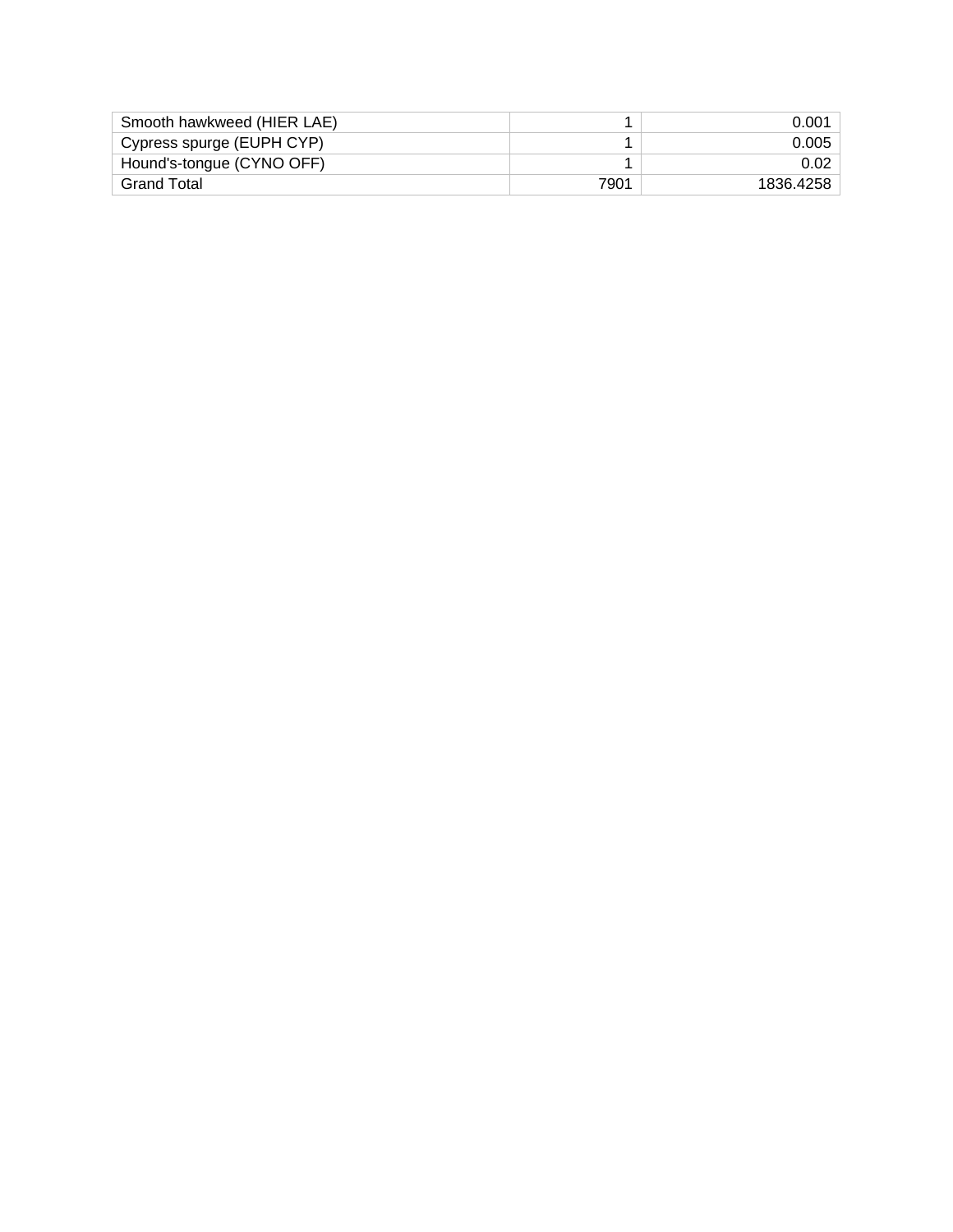| | | |
|---|---|---|
| Smooth hawkweed (HIER LAE) | 1 | 0.001 |
| Cypress spurge (EUPH CYP) | 1 | 0.005 |
| Hound's-tongue (CYNO OFF) | 1 | 0.02 |
| Grand Total | 7901 | 1836.4258 |